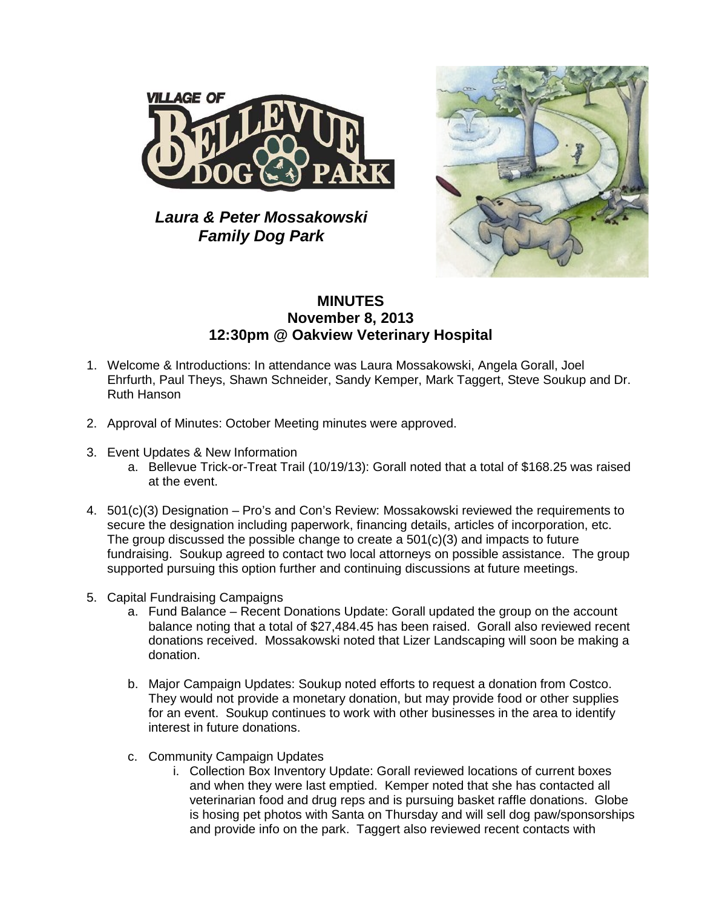**VILLAGE OF BELLEVUE DOG PARK**

***Laura & Peter Mossakowski Family Dog Park***

## MINUTES
## November 8, 2013
## 12:30pm @ Oakview Veterinary Hospital

1. Welcome & Introductions: In attendance was Laura Mossakowski, Angela Gorall, Joel Ehrfurth, Paul Theys, Shawn Schneider, Sandy Kemper, Mark Taggert, Steve Soukup and Dr. Ruth Hanson

2. Approval of Minutes: October Meeting minutes were approved.

3. Event Updates & New Information
   a. Bellevue Trick-or-Treat Trail (10/19/13): Gorall noted that a total of $168.25 was raised at the event.

4. 501(c)(3) Designation – Pro's and Con's Review: Mossakowski reviewed the requirements to secure the designation including paperwork, financing details, articles of incorporation, etc. The group discussed the possible change to create a 501(c)(3) and impacts to future fundraising. Soukup agreed to contact two local attorneys on possible assistance. The group supported pursuing this option further and continuing discussions at future meetings.

5. Capital Fundraising Campaigns
   a. Fund Balance – Recent Donations Update: Gorall updated the group on the account balance noting that a total of $27,484.45 has been raised. Gorall also reviewed recent donations received. Mossakowski noted that Lizer Landscaping will soon be making a donation.

   b. Major Campaign Updates: Soukup noted efforts to request a donation from Costco. They would not provide a monetary donation, but may provide food or other supplies for an event. Soukup continues to work with other businesses in the area to identify interest in future donations.

   c. Community Campaign Updates
      i. Collection Box Inventory Update: Gorall reviewed locations of current boxes and when they were last emptied. Kemper noted that she has contacted all veterinarian food and drug reps and is pursuing basket raffle donations. Globe is hosing pet photos with Santa on Thursday and will sell dog paw/sponsorships and provide info on the park. Taggert also reviewed recent contacts with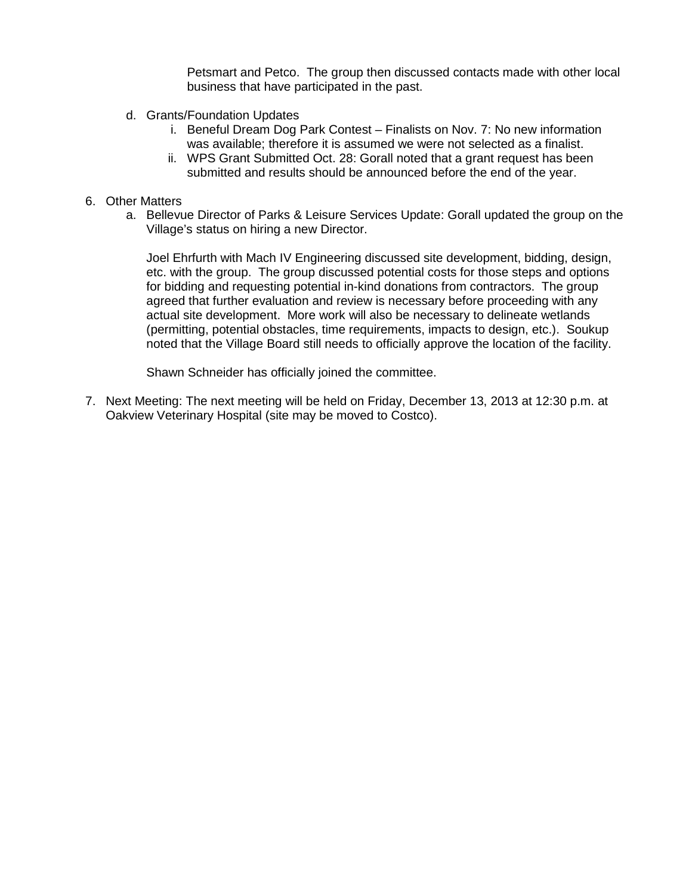Petsmart and Petco. The group then discussed contacts made with other local business that have participated in the past.

d. Grants/Foundation Updates
   i. Beneful Dream Dog Park Contest – Finalists on Nov. 7: No new information was available; therefore it is assumed we were not selected as a finalist.
   ii. WPS Grant Submitted Oct. 28: Gorall noted that a grant request has been submitted and results should be announced before the end of the year.

6. Other Matters
   a. Bellevue Director of Parks & Leisure Services Update: Gorall updated the group on the Village's status on hiring a new Director.

      Joel Ehrfurth with Mach IV Engineering discussed site development, bidding, design, etc. with the group. The group discussed potential costs for those steps and options for bidding and requesting potential in-kind donations from contractors. The group agreed that further evaluation and review is necessary before proceeding with any actual site development. More work will also be necessary to delineate wetlands (permitting, potential obstacles, time requirements, impacts to design, etc.). Soukup noted that the Village Board still needs to officially approve the location of the facility.

      Shawn Schneider has officially joined the committee.

7. Next Meeting: The next meeting will be held on Friday, December 13, 2013 at 12:30 p.m. at Oakview Veterinary Hospital (site may be moved to Costco).